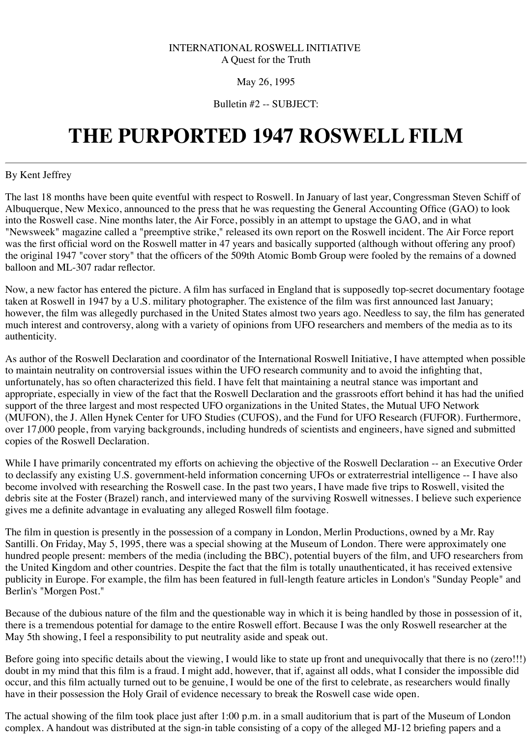INTERNATIONAL ROSWELL INITIATIVE
A Quest for the Truth

May 26, 1995

Bulletin #2 -- SUBJECT:

# THE PURPORTED 1947 ROSWELL FILM

By Kent Jeffrey

The last 18 months have been quite eventful with respect to Roswell. In January of last year, Congressman Steven Schiff of Albuquerque, New Mexico, announced to the press that he was requesting the General Accounting Office (GAO) to look into the Roswell case. Nine months later, the Air Force, possibly in an attempt to upstage the GAO, and in what "Newsweek" magazine called a "preemptive strike," released its own report on the Roswell incident. The Air Force report was the first official word on the Roswell matter in 47 years and basically supported (although without offering any proof) the original 1947 "cover story" that the officers of the 509th Atomic Bomb Group were fooled by the remains of a downed balloon and ML-307 radar reflector.

Now, a new factor has entered the picture. A film has surfaced in England that is supposedly top-secret documentary footage taken at Roswell in 1947 by a U.S. military photographer. The existence of the film was first announced last January; however, the film was allegedly purchased in the United States almost two years ago. Needless to say, the film has generated much interest and controversy, along with a variety of opinions from UFO researchers and members of the media as to its authenticity.

As author of the Roswell Declaration and coordinator of the International Roswell Initiative, I have attempted when possible to maintain neutrality on controversial issues within the UFO research community and to avoid the infighting that, unfortunately, has so often characterized this field. I have felt that maintaining a neutral stance was important and appropriate, especially in view of the fact that the Roswell Declaration and the grassroots effort behind it has had the unified support of the three largest and most respected UFO organizations in the United States, the Mutual UFO Network (MUFON), the J. Allen Hynek Center for UFO Studies (CUFOS), and the Fund for UFO Research (FUFOR). Furthermore, over 17,000 people, from varying backgrounds, including hundreds of scientists and engineers, have signed and submitted copies of the Roswell Declaration.

While I have primarily concentrated my efforts on achieving the objective of the Roswell Declaration -- an Executive Order to declassify any existing U.S. government-held information concerning UFOs or extraterrestrial intelligence -- I have also become involved with researching the Roswell case. In the past two years, I have made five trips to Roswell, visited the debris site at the Foster (Brazel) ranch, and interviewed many of the surviving Roswell witnesses. I believe such experience gives me a definite advantage in evaluating any alleged Roswell film footage.

The film in question is presently in the possession of a company in London, Merlin Productions, owned by a Mr. Ray Santilli. On Friday, May 5, 1995, there was a special showing at the Museum of London. There were approximately one hundred people present: members of the media (including the BBC), potential buyers of the film, and UFO researchers from the United Kingdom and other countries. Despite the fact that the film is totally unauthenticated, it has received extensive publicity in Europe. For example, the film has been featured in full-length feature articles in London's "Sunday People" and Berlin's "Morgen Post."

Because of the dubious nature of the film and the questionable way in which it is being handled by those in possession of it, there is a tremendous potential for damage to the entire Roswell effort. Because I was the only Roswell researcher at the May 5th showing, I feel a responsibility to put neutrality aside and speak out.

Before going into specific details about the viewing, I would like to state up front and unequivocally that there is no (zero!!!) doubt in my mind that this film is a fraud. I might add, however, that if, against all odds, what I consider the impossible did occur, and this film actually turned out to be genuine, I would be one of the first to celebrate, as researchers would finally have in their possession the Holy Grail of evidence necessary to break the Roswell case wide open.

The actual showing of the film took place just after 1:00 p.m. in a small auditorium that is part of the Museum of London complex. A handout was distributed at the sign-in table consisting of a copy of the alleged MJ-12 briefing papers and a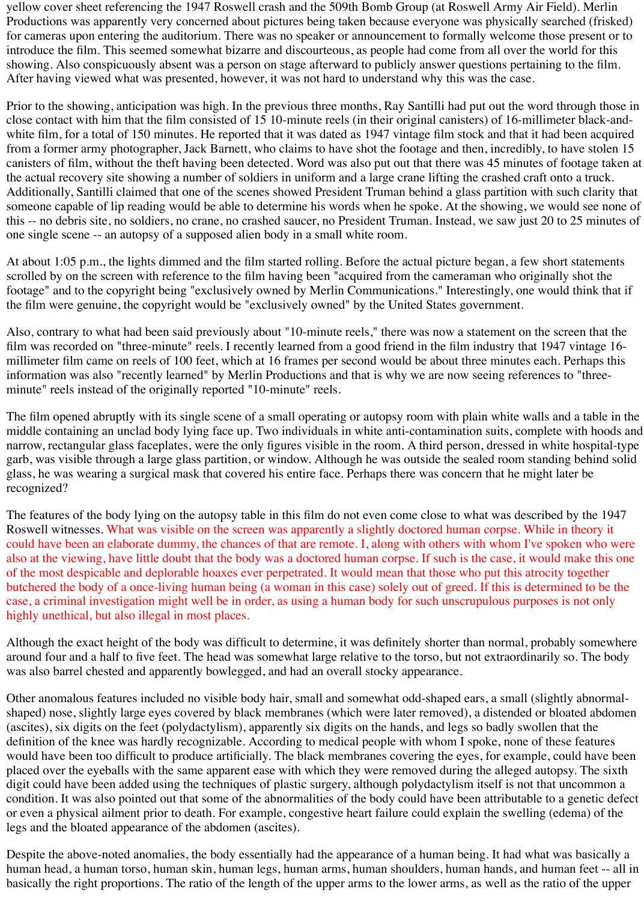yellow cover sheet referencing the 1947 Roswell crash and the 509th Bomb Group (at Roswell Army Air Field). Merlin Productions was apparently very concerned about pictures being taken because everyone was physically searched (frisked) for cameras upon entering the auditorium. There was no speaker or announcement to formally welcome those present or to introduce the film. This seemed somewhat bizarre and discourteous, as people had come from all over the world for this showing. Also conspicuously absent was a person on stage afterward to publicly answer questions pertaining to the film. After having viewed what was presented, however, it was not hard to understand why this was the case.

Prior to the showing, anticipation was high. In the previous three months, Ray Santilli had put out the word through those in close contact with him that the film consisted of 15 10-minute reels (in their original canisters) of 16-millimeter black-and-white film, for a total of 150 minutes. He reported that it was dated as 1947 vintage film stock and that it had been acquired from a former army photographer, Jack Barnett, who claims to have shot the footage and then, incredibly, to have stolen 15 canisters of film, without the theft having been detected. Word was also put out that there was 45 minutes of footage taken at the actual recovery site showing a number of soldiers in uniform and a large crane lifting the crashed craft onto a truck. Additionally, Santilli claimed that one of the scenes showed President Truman behind a glass partition with such clarity that someone capable of lip reading would be able to determine his words when he spoke. At the showing, we would see none of this -- no debris site, no soldiers, no crane, no crashed saucer, no President Truman. Instead, we saw just 20 to 25 minutes of one single scene -- an autopsy of a supposed alien body in a small white room.

At about 1:05 p.m., the lights dimmed and the film started rolling. Before the actual picture began, a few short statements scrolled by on the screen with reference to the film having been "acquired from the cameraman who originally shot the footage" and to the copyright being "exclusively owned by Merlin Communications." Interestingly, one would think that if the film were genuine, the copyright would be "exclusively owned" by the United States government.

Also, contrary to what had been said previously about "10-minute reels," there was now a statement on the screen that the film was recorded on "three-minute" reels. I recently learned from a good friend in the film industry that 1947 vintage 16-millimeter film came on reels of 100 feet, which at 16 frames per second would be about three minutes each. Perhaps this information was also "recently learned" by Merlin Productions and that is why we are now seeing references to "three-minute" reels instead of the originally reported "10-minute" reels.

The film opened abruptly with its single scene of a small operating or autopsy room with plain white walls and a table in the middle containing an unclad body lying face up. Two individuals in white anti-contamination suits, complete with hoods and narrow, rectangular glass faceplates, were the only figures visible in the room. A third person, dressed in white hospital-type garb, was visible through a large glass partition, or window. Although he was outside the sealed room standing behind solid glass, he was wearing a surgical mask that covered his entire face. Perhaps there was concern that he might later be recognized?

The features of the body lying on the autopsy table in this film do not even come close to what was described by the 1947 Roswell witnesses. What was visible on the screen was apparently a slightly doctored human corpse. While in theory it could have been an elaborate dummy, the chances of that are remote. I, along with others with whom I've spoken who were also at the viewing, have little doubt that the body was a doctored human corpse. If such is the case, it would make this one of the most despicable and deplorable hoaxes ever perpetrated. It would mean that those who put this atrocity together butchered the body of a once-living human being (a woman in this case) solely out of greed. If this is determined to be the case, a criminal investigation might well be in order, as using a human body for such unscrupulous purposes is not only highly unethical, but also illegal in most places.

Although the exact height of the body was difficult to determine, it was definitely shorter than normal, probably somewhere around four and a half to five feet. The head was somewhat large relative to the torso, but not extraordinarily so. The body was also barrel chested and apparently bowlegged, and had an overall stocky appearance.

Other anomalous features included no visible body hair, small and somewhat odd-shaped ears, a small (slightly abnormal-shaped) nose, slightly large eyes covered by black membranes (which were later removed), a distended or bloated abdomen (ascites), six digits on the feet (polydactylism), apparently six digits on the hands, and legs so badly swollen that the definition of the knee was hardly recognizable. According to medical people with whom I spoke, none of these features would have been too difficult to produce artificially. The black membranes covering the eyes, for example, could have been placed over the eyeballs with the same apparent ease with which they were removed during the alleged autopsy. The sixth digit could have been added using the techniques of plastic surgery, although polydactylism itself is not that uncommon a condition. It was also pointed out that some of the abnormalities of the body could have been attributable to a genetic defect or even a physical ailment prior to death. For example, congestive heart failure could explain the swelling (edema) of the legs and the bloated appearance of the abdomen (ascites).

Despite the above-noted anomalies, the body essentially had the appearance of a human being. It had what was basically a human head, a human torso, human skin, human legs, human arms, human shoulders, human hands, and human feet -- all in basically the right proportions. The ratio of the length of the upper arms to the lower arms, as well as the ratio of the upper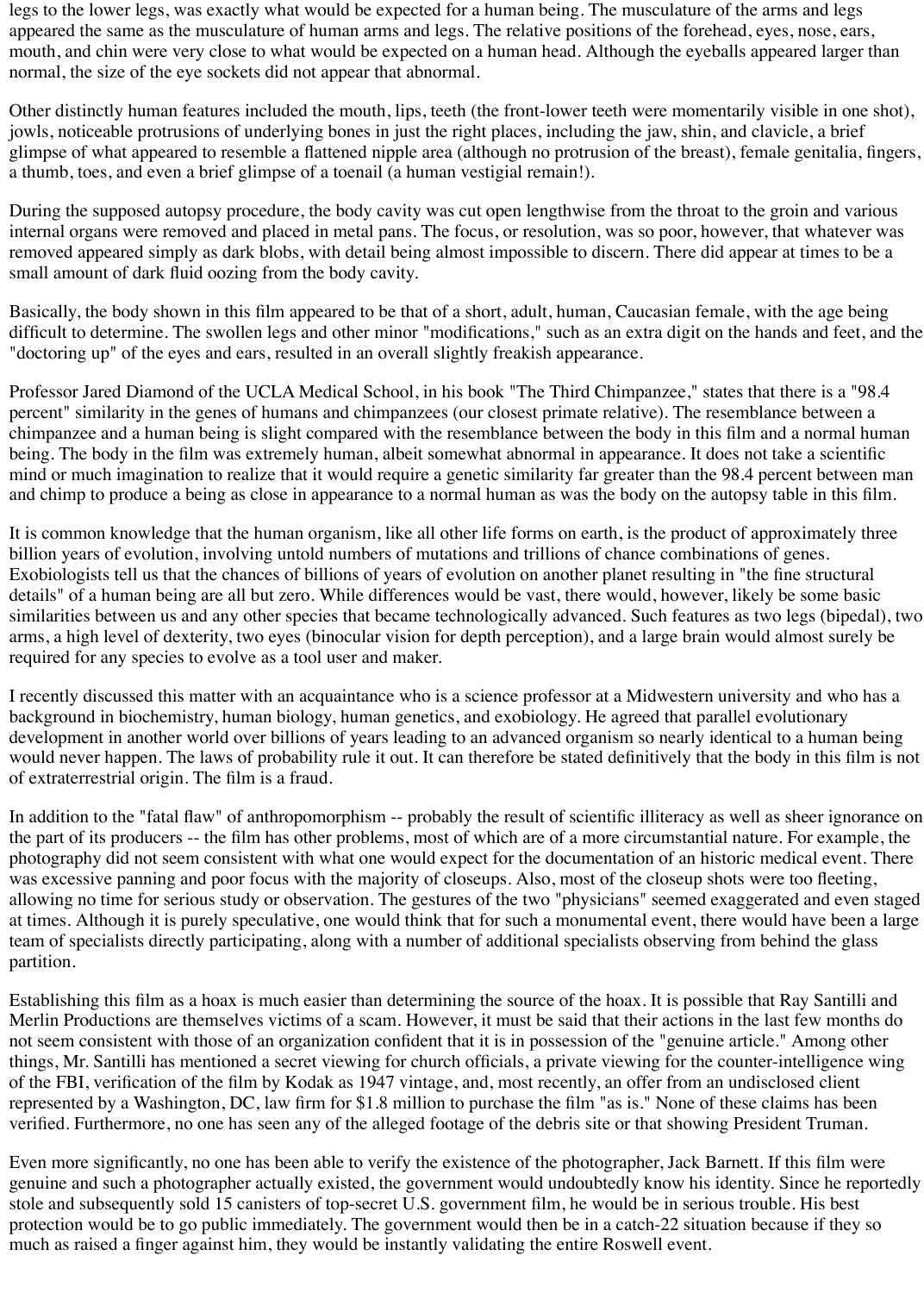legs to the lower legs, was exactly what would be expected for a human being. The musculature of the arms and legs appeared the same as the musculature of human arms and legs. The relative positions of the forehead, eyes, nose, ears, mouth, and chin were very close to what would be expected on a human head. Although the eyeballs appeared larger than normal, the size of the eye sockets did not appear that abnormal.

Other distinctly human features included the mouth, lips, teeth (the front-lower teeth were momentarily visible in one shot), jowls, noticeable protrusions of underlying bones in just the right places, including the jaw, shin, and clavicle, a brief glimpse of what appeared to resemble a flattened nipple area (although no protrusion of the breast), female genitalia, fingers, a thumb, toes, and even a brief glimpse of a toenail (a human vestigial remain!).

During the supposed autopsy procedure, the body cavity was cut open lengthwise from the throat to the groin and various internal organs were removed and placed in metal pans. The focus, or resolution, was so poor, however, that whatever was removed appeared simply as dark blobs, with detail being almost impossible to discern. There did appear at times to be a small amount of dark fluid oozing from the body cavity.

Basically, the body shown in this film appeared to be that of a short, adult, human, Caucasian female, with the age being difficult to determine. The swollen legs and other minor "modifications," such as an extra digit on the hands and feet, and the "doctoring up" of the eyes and ears, resulted in an overall slightly freakish appearance.

Professor Jared Diamond of the UCLA Medical School, in his book "The Third Chimpanzee," states that there is a "98.4 percent" similarity in the genes of humans and chimpanzees (our closest primate relative). The resemblance between a chimpanzee and a human being is slight compared with the resemblance between the body in this film and a normal human being. The body in the film was extremely human, albeit somewhat abnormal in appearance. It does not take a scientific mind or much imagination to realize that it would require a genetic similarity far greater than the 98.4 percent between man and chimp to produce a being as close in appearance to a normal human as was the body on the autopsy table in this film.

It is common knowledge that the human organism, like all other life forms on earth, is the product of approximately three billion years of evolution, involving untold numbers of mutations and trillions of chance combinations of genes. Exobiologists tell us that the chances of billions of years of evolution on another planet resulting in "the fine structural details" of a human being are all but zero. While differences would be vast, there would, however, likely be some basic similarities between us and any other species that became technologically advanced. Such features as two legs (bipedal), two arms, a high level of dexterity, two eyes (binocular vision for depth perception), and a large brain would almost surely be required for any species to evolve as a tool user and maker.

I recently discussed this matter with an acquaintance who is a science professor at a Midwestern university and who has a background in biochemistry, human biology, human genetics, and exobiology. He agreed that parallel evolutionary development in another world over billions of years leading to an advanced organism so nearly identical to a human being would never happen. The laws of probability rule it out. It can therefore be stated definitively that the body in this film is not of extraterrestrial origin. The film is a fraud.

In addition to the "fatal flaw" of anthropomorphism -- probably the result of scientific illiteracy as well as sheer ignorance on the part of its producers -- the film has other problems, most of which are of a more circumstantial nature. For example, the photography did not seem consistent with what one would expect for the documentation of an historic medical event. There was excessive panning and poor focus with the majority of closeups. Also, most of the closeup shots were too fleeting, allowing no time for serious study or observation. The gestures of the two "physicians" seemed exaggerated and even staged at times. Although it is purely speculative, one would think that for such a monumental event, there would have been a large team of specialists directly participating, along with a number of additional specialists observing from behind the glass partition.

Establishing this film as a hoax is much easier than determining the source of the hoax. It is possible that Ray Santilli and Merlin Productions are themselves victims of a scam. However, it must be said that their actions in the last few months do not seem consistent with those of an organization confident that it is in possession of the "genuine article." Among other things, Mr. Santilli has mentioned a secret viewing for church officials, a private viewing for the counter-intelligence wing of the FBI, verification of the film by Kodak as 1947 vintage, and, most recently, an offer from an undisclosed client represented by a Washington, DC, law firm for $1.8 million to purchase the film "as is." None of these claims has been verified. Furthermore, no one has seen any of the alleged footage of the debris site or that showing President Truman.

Even more significantly, no one has been able to verify the existence of the photographer, Jack Barnett. If this film were genuine and such a photographer actually existed, the government would undoubtedly know his identity. Since he reportedly stole and subsequently sold 15 canisters of top-secret U.S. government film, he would be in serious trouble. His best protection would be to go public immediately. The government would then be in a catch-22 situation because if they so much as raised a finger against him, they would be instantly validating the entire Roswell event.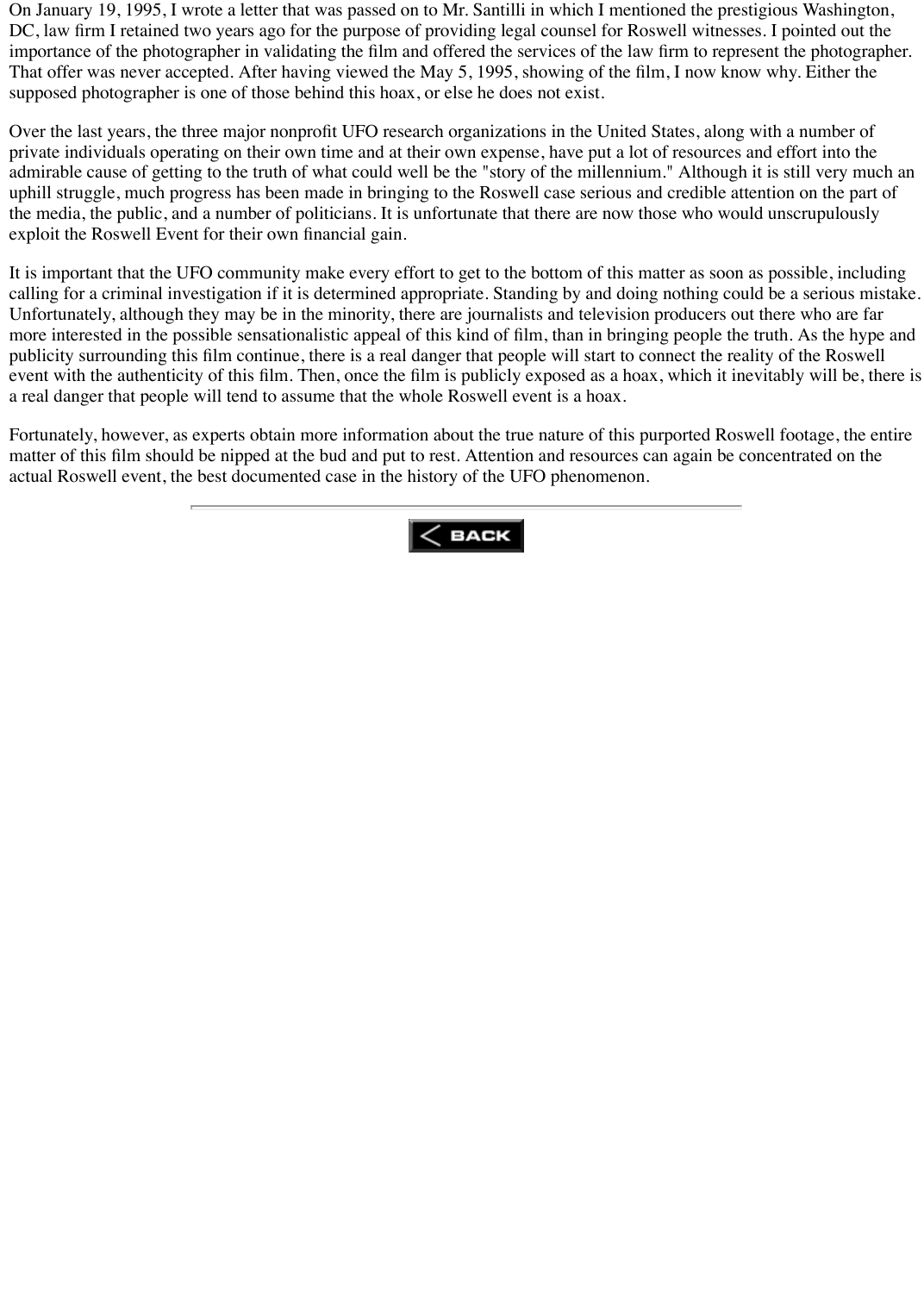On January 19, 1995, I wrote a letter that was passed on to Mr. Santilli in which I mentioned the prestigious Washington, DC, law firm I retained two years ago for the purpose of providing legal counsel for Roswell witnesses. I pointed out the importance of the photographer in validating the film and offered the services of the law firm to represent the photographer. That offer was never accepted. After having viewed the May 5, 1995, showing of the film, I now know why. Either the supposed photographer is one of those behind this hoax, or else he does not exist.

Over the last years, the three major nonprofit UFO research organizations in the United States, along with a number of private individuals operating on their own time and at their own expense, have put a lot of resources and effort into the admirable cause of getting to the truth of what could well be the "story of the millennium." Although it is still very much an uphill struggle, much progress has been made in bringing to the Roswell case serious and credible attention on the part of the media, the public, and a number of politicians. It is unfortunate that there are now those who would unscrupulously exploit the Roswell Event for their own financial gain.

It is important that the UFO community make every effort to get to the bottom of this matter as soon as possible, including calling for a criminal investigation if it is determined appropriate. Standing by and doing nothing could be a serious mistake. Unfortunately, although they may be in the minority, there are journalists and television producers out there who are far more interested in the possible sensationalistic appeal of this kind of film, than in bringing people the truth. As the hype and publicity surrounding this film continue, there is a real danger that people will start to connect the reality of the Roswell event with the authenticity of this film. Then, once the film is publicly exposed as a hoax, which it inevitably will be, there is a real danger that people will tend to assume that the whole Roswell event is a hoax.

Fortunately, however, as experts obtain more information about the true nature of this purported Roswell footage, the entire matter of this film should be nipped at the bud and put to rest. Attention and resources can again be concentrated on the actual Roswell event, the best documented case in the history of the UFO phenomenon.

---

BACK